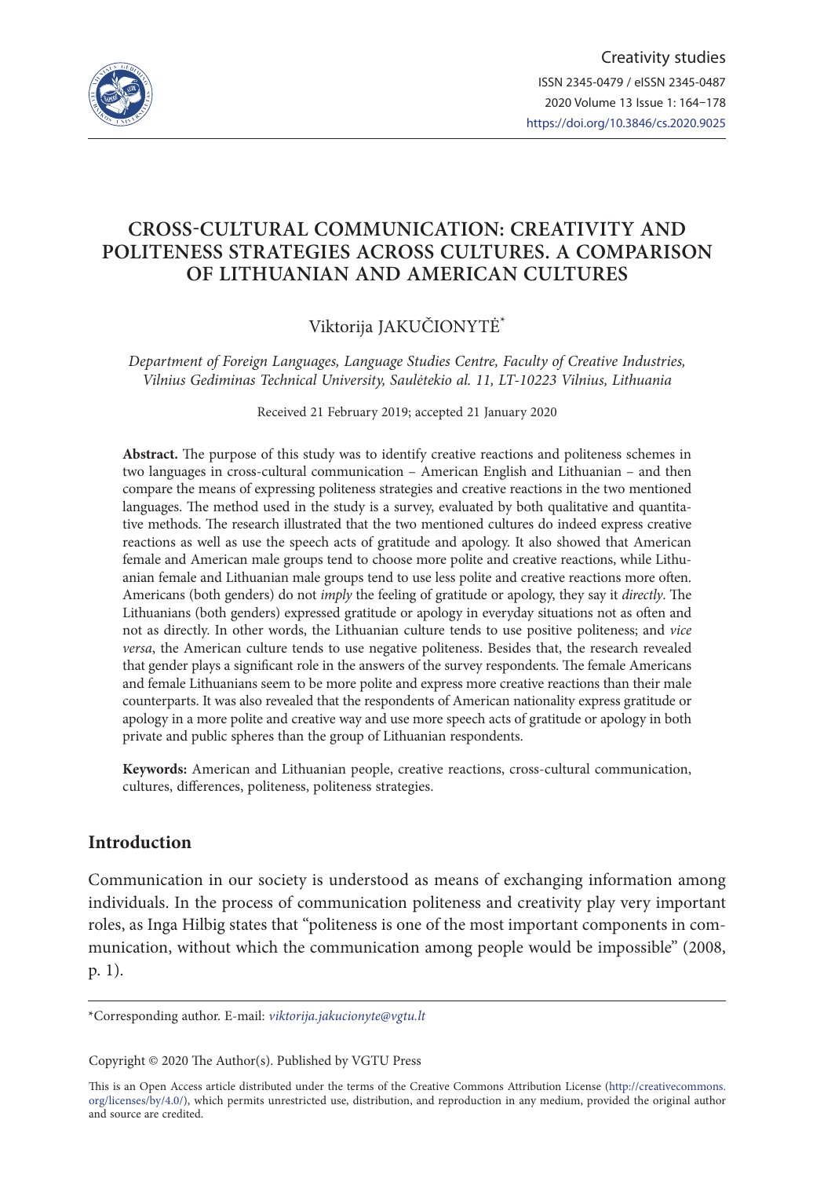# CROSS-CULTURAL COMMUNICATION: CREATIVITY AND POLITENESS STRATEGIES ACROSS CULTURES. A COMPARISON OF LITHUANIAN AND AMERICAN CULTURES

Viktorija JAKUČIONYTĖ*

*Department of Foreign Languages, Language Studies Centre, Faculty of Creative Industries, Vilnius Gediminas Technical University, Saulėtekio al. 11, LT-10223 Vilnius, Lithuania*

Received 21 February 2019; accepted 21 January 2020

**Abstract.** The purpose of this study was to identify creative reactions and politeness schemes in two languages in cross-cultural communication – American English and Lithuanian – and then compare the means of expressing politeness strategies and creative reactions in the two mentioned languages. The method used in the study is a survey, evaluated by both qualitative and quantitative methods. The research illustrated that the two mentioned cultures do indeed express creative reactions as well as use the speech acts of gratitude and apology. It also showed that American female and American male groups tend to choose more polite and creative reactions, while Lithuanian female and Lithuanian male groups tend to use less polite and creative reactions more often. Americans (both genders) do not *imply* the feeling of gratitude or apology, they say it *directly*. The Lithuanians (both genders) expressed gratitude or apology in everyday situations not as often and not as directly. In other words, the Lithuanian culture tends to use positive politeness; and *vice versa*, the American culture tends to use negative politeness. Besides that, the research revealed that gender plays a significant role in the answers of the survey respondents. The female Americans and female Lithuanians seem to be more polite and express more creative reactions than their male counterparts. It was also revealed that the respondents of American nationality express gratitude or apology in a more polite and creative way and use more speech acts of gratitude or apology in both private and public spheres than the group of Lithuanian respondents.

**Keywords:** American and Lithuanian people, creative reactions, cross-cultural communication, cultures, differences, politeness, politeness strategies.

## Introduction

Communication in our society is understood as means of exchanging information among individuals. In the process of communication politeness and creativity play very important roles, as Inga Hilbig states that "politeness is one of the most important components in communication, without which the communication among people would be impossible" (2008, p. 1).

*Corresponding author. E-mail: *viktorija.jakucionyte@vgtu.lt*

Copyright © 2020 The Author(s). Published by VGTU Press

This is an Open Access article distributed under the terms of the Creative Commons Attribution License (http://creativecommons.org/licenses/by/4.0/), which permits unrestricted use, distribution, and reproduction in any medium, provided the original author and source are credited.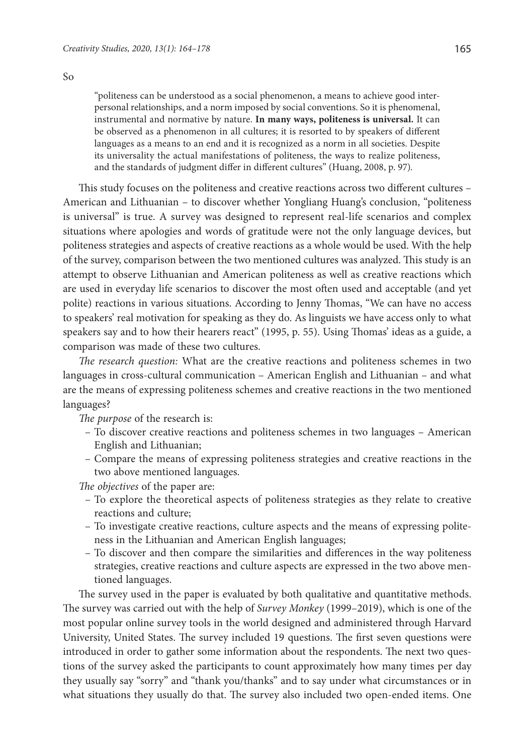So

> "politeness can be understood as a social phenomenon, a means to achieve good interpersonal relationships, and a norm imposed by social conventions. So it is phenomenal, instrumental and normative by nature. **In many ways, politeness is universal.** It can be observed as a phenomenon in all cultures; it is resorted to by speakers of different languages as a means to an end and it is recognized as a norm in all societies. Despite its universality the actual manifestations of politeness, the ways to realize politeness, and the standards of judgment differ in different cultures" (Huang, 2008, p. 97).

This study focuses on the politeness and creative reactions across two different cultures – American and Lithuanian – to discover whether Yongliang Huang's conclusion, "politeness is universal" is true. A survey was designed to represent real-life scenarios and complex situations where apologies and words of gratitude were not the only language devices, but politeness strategies and aspects of creative reactions as a whole would be used. With the help of the survey, comparison between the two mentioned cultures was analyzed. This study is an attempt to observe Lithuanian and American politeness as well as creative reactions which are used in everyday life scenarios to discover the most often used and acceptable (and yet polite) reactions in various situations. According to Jenny Thomas, "We can have no access to speakers' real motivation for speaking as they do. As linguists we have access only to what speakers say and to how their hearers react" (1995, p. 55). Using Thomas' ideas as a guide, a comparison was made of these two cultures.

*The research question:* What are the creative reactions and politeness schemes in two languages in cross-cultural communication – American English and Lithuanian – and what are the means of expressing politeness schemes and creative reactions in the two mentioned languages?

*The purpose* of the research is:

- To discover creative reactions and politeness schemes in two languages – American English and Lithuanian;
- Compare the means of expressing politeness strategies and creative reactions in the two above mentioned languages.

*The objectives* of the paper are:

- To explore the theoretical aspects of politeness strategies as they relate to creative reactions and culture;
- To investigate creative reactions, culture aspects and the means of expressing politeness in the Lithuanian and American English languages;
- To discover and then compare the similarities and differences in the way politeness strategies, creative reactions and culture aspects are expressed in the two above mentioned languages.

The survey used in the paper is evaluated by both qualitative and quantitative methods. The survey was carried out with the help of *Survey Monkey* (1999–2019), which is one of the most popular online survey tools in the world designed and administered through Harvard University, United States. The survey included 19 questions. The first seven questions were introduced in order to gather some information about the respondents. The next two questions of the survey asked the participants to count approximately how many times per day they usually say "sorry" and "thank you/thanks" and to say under what circumstances or in what situations they usually do that. The survey also included two open-ended items. One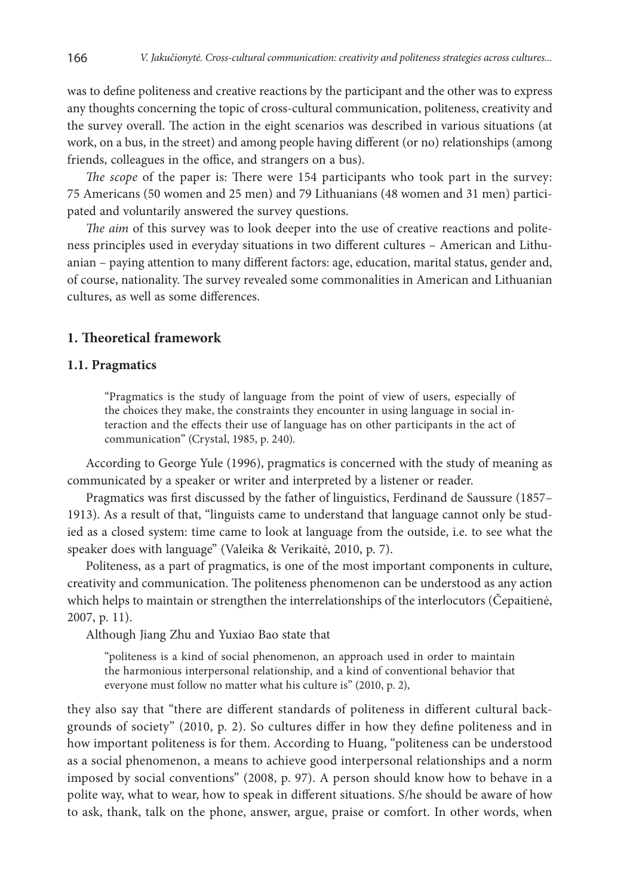was to define politeness and creative reactions by the participant and the other was to express any thoughts concerning the topic of cross-cultural communication, politeness, creativity and the survey overall. The action in the eight scenarios was described in various situations (at work, on a bus, in the street) and among people having different (or no) relationships (among friends, colleagues in the office, and strangers on a bus).

*The scope* of the paper is: There were 154 participants who took part in the survey: 75 Americans (50 women and 25 men) and 79 Lithuanians (48 women and 31 men) participated and voluntarily answered the survey questions.

*The aim* of this survey was to look deeper into the use of creative reactions and politeness principles used in everyday situations in two different cultures – American and Lithuanian – paying attention to many different factors: age, education, marital status, gender and, of course, nationality. The survey revealed some commonalities in American and Lithuanian cultures, as well as some differences.

## 1. Theoretical framework

### 1.1. Pragmatics

> "Pragmatics is the study of language from the point of view of users, especially of the choices they make, the constraints they encounter in using language in social interaction and the effects their use of language has on other participants in the act of communication" (Crystal, 1985, p. 240).

According to George Yule (1996), pragmatics is concerned with the study of meaning as communicated by a speaker or writer and interpreted by a listener or reader.

Pragmatics was first discussed by the father of linguistics, Ferdinand de Saussure (1857–1913). As a result of that, "linguists came to understand that language cannot only be studied as a closed system: time came to look at language from the outside, i.e. to see what the speaker does with language" (Valeika & Verikaitė, 2010, p. 7).

Politeness, as a part of pragmatics, is one of the most important components in culture, creativity and communication. The politeness phenomenon can be understood as any action which helps to maintain or strengthen the interrelationships of the interlocutors (Čepaitienė, 2007, p. 11).

Although Jiang Zhu and Yuxiao Bao state that

> "politeness is a kind of social phenomenon, an approach used in order to maintain the harmonious interpersonal relationship, and a kind of conventional behavior that everyone must follow no matter what his culture is" (2010, p. 2),

they also say that "there are different standards of politeness in different cultural backgrounds of society" (2010, p. 2). So cultures differ in how they define politeness and in how important politeness is for them. According to Huang, "politeness can be understood as a social phenomenon, a means to achieve good interpersonal relationships and a norm imposed by social conventions" (2008, p. 97). A person should know how to behave in a polite way, what to wear, how to speak in different situations. S/he should be aware of how to ask, thank, talk on the phone, answer, argue, praise or comfort. In other words, when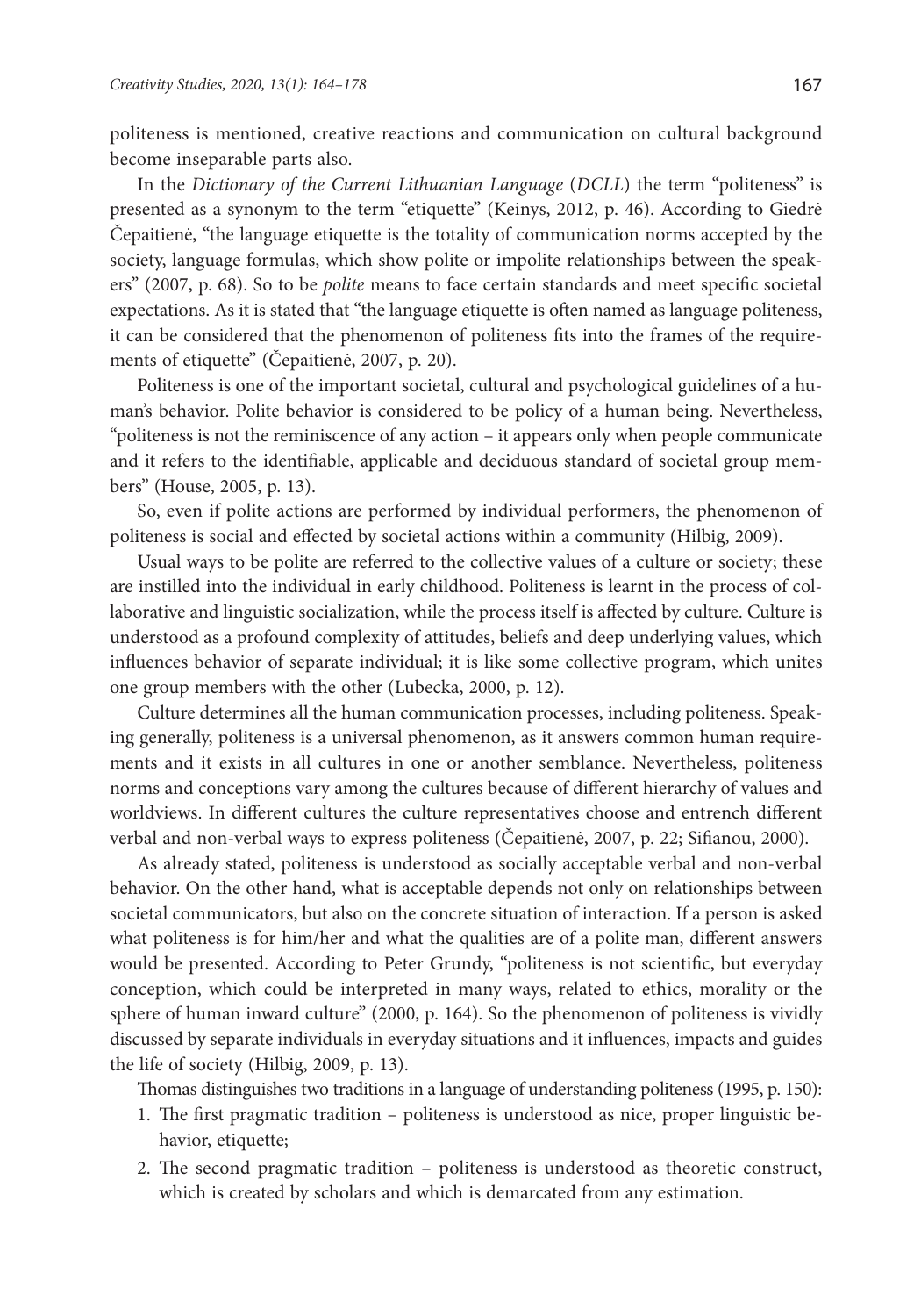politeness is mentioned, creative reactions and communication on cultural background become inseparable parts also.

In the *Dictionary of the Current Lithuanian Language* (*DCLL*) the term "politeness" is presented as a synonym to the term "etiquette" (Keinys, 2012, p. 46). According to Giedrė Čepaitienė, "the language etiquette is the totality of communication norms accepted by the society, language formulas, which show polite or impolite relationships between the speakers" (2007, p. 68). So to be *polite* means to face certain standards and meet specific societal expectations. As it is stated that "the language etiquette is often named as language politeness, it can be considered that the phenomenon of politeness fits into the frames of the requirements of etiquette" (Čepaitienė, 2007, p. 20).

Politeness is one of the important societal, cultural and psychological guidelines of a human's behavior. Polite behavior is considered to be policy of a human being. Nevertheless, "politeness is not the reminiscence of any action – it appears only when people communicate and it refers to the identifiable, applicable and deciduous standard of societal group members" (House, 2005, p. 13).

So, even if polite actions are performed by individual performers, the phenomenon of politeness is social and effected by societal actions within a community (Hilbig, 2009).

Usual ways to be polite are referred to the collective values of a culture or society; these are instilled into the individual in early childhood. Politeness is learnt in the process of collaborative and linguistic socialization, while the process itself is affected by culture. Culture is understood as a profound complexity of attitudes, beliefs and deep underlying values, which influences behavior of separate individual; it is like some collective program, which unites one group members with the other (Lubecka, 2000, p. 12).

Culture determines all the human communication processes, including politeness. Speaking generally, politeness is a universal phenomenon, as it answers common human requirements and it exists in all cultures in one or another semblance. Nevertheless, politeness norms and conceptions vary among the cultures because of different hierarchy of values and worldviews. In different cultures the culture representatives choose and entrench different verbal and non-verbal ways to express politeness (Čepaitienė, 2007, p. 22; Sifianou, 2000).

As already stated, politeness is understood as socially acceptable verbal and non-verbal behavior. On the other hand, what is acceptable depends not only on relationships between societal communicators, but also on the concrete situation of interaction. If a person is asked what politeness is for him/her and what the qualities are of a polite man, different answers would be presented. According to Peter Grundy, "politeness is not scientific, but everyday conception, which could be interpreted in many ways, related to ethics, morality or the sphere of human inward culture" (2000, p. 164). So the phenomenon of politeness is vividly discussed by separate individuals in everyday situations and it influences, impacts and guides the life of society (Hilbig, 2009, p. 13).

Thomas distinguishes two traditions in a language of understanding politeness (1995, p. 150):

1. The first pragmatic tradition – politeness is understood as nice, proper linguistic behavior, etiquette;
2. The second pragmatic tradition – politeness is understood as theoretic construct, which is created by scholars and which is demarcated from any estimation.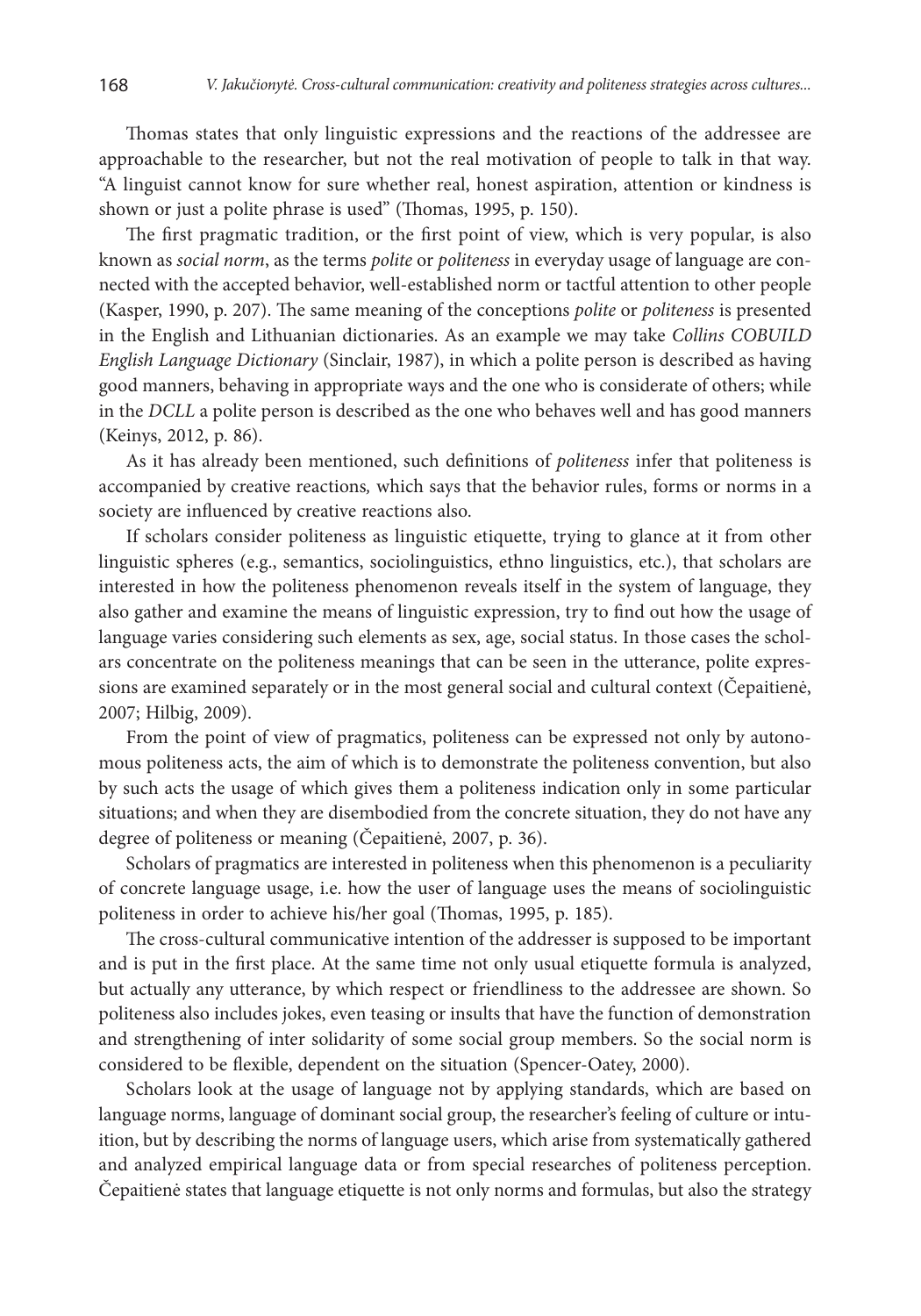Thomas states that only linguistic expressions and the reactions of the addressee are approachable to the researcher, but not the real motivation of people to talk in that way. "A linguist cannot know for sure whether real, honest aspiration, attention or kindness is shown or just a polite phrase is used" (Thomas, 1995, p. 150).

The first pragmatic tradition, or the first point of view, which is very popular, is also known as *social norm*, as the terms *polite* or *politeness* in everyday usage of language are connected with the accepted behavior, well-established norm or tactful attention to other people (Kasper, 1990, p. 207). The same meaning of the conceptions *polite* or *politeness* is presented in the English and Lithuanian dictionaries. As an example we may take *Collins COBUILD English Language Dictionary* (Sinclair, 1987), in which a polite person is described as having good manners, behaving in appropriate ways and the one who is considerate of others; while in the *DCLL* a polite person is described as the one who behaves well and has good manners (Keinys, 2012, p. 86).

As it has already been mentioned, such definitions of *politeness* infer that politeness is accompanied by creative reactions*,* which says that the behavior rules, forms or norms in a society are influenced by creative reactions also.

If scholars consider politeness as linguistic etiquette, trying to glance at it from other linguistic spheres (e.g., semantics, sociolinguistics, ethno linguistics, etc.), that scholars are interested in how the politeness phenomenon reveals itself in the system of language, they also gather and examine the means of linguistic expression, try to find out how the usage of language varies considering such elements as sex, age, social status. In those cases the scholars concentrate on the politeness meanings that can be seen in the utterance, polite expressions are examined separately or in the most general social and cultural context (Čepaitienė, 2007; Hilbig, 2009).

From the point of view of pragmatics, politeness can be expressed not only by autonomous politeness acts, the aim of which is to demonstrate the politeness convention, but also by such acts the usage of which gives them a politeness indication only in some particular situations; and when they are disembodied from the concrete situation, they do not have any degree of politeness or meaning (Čepaitienė, 2007, p. 36).

Scholars of pragmatics are interested in politeness when this phenomenon is a peculiarity of concrete language usage, i.e. how the user of language uses the means of sociolinguistic politeness in order to achieve his/her goal (Thomas, 1995, p. 185).

The cross-cultural communicative intention of the addresser is supposed to be important and is put in the first place. At the same time not only usual etiquette formula is analyzed, but actually any utterance, by which respect or friendliness to the addressee are shown. So politeness also includes jokes, even teasing or insults that have the function of demonstration and strengthening of inter solidarity of some social group members. So the social norm is considered to be flexible, dependent on the situation (Spencer-Oatey, 2000).

Scholars look at the usage of language not by applying standards, which are based on language norms, language of dominant social group, the researcher's feeling of culture or intuition, but by describing the norms of language users, which arise from systematically gathered and analyzed empirical language data or from special researches of politeness perception. Čepaitienė states that language etiquette is not only norms and formulas, but also the strategy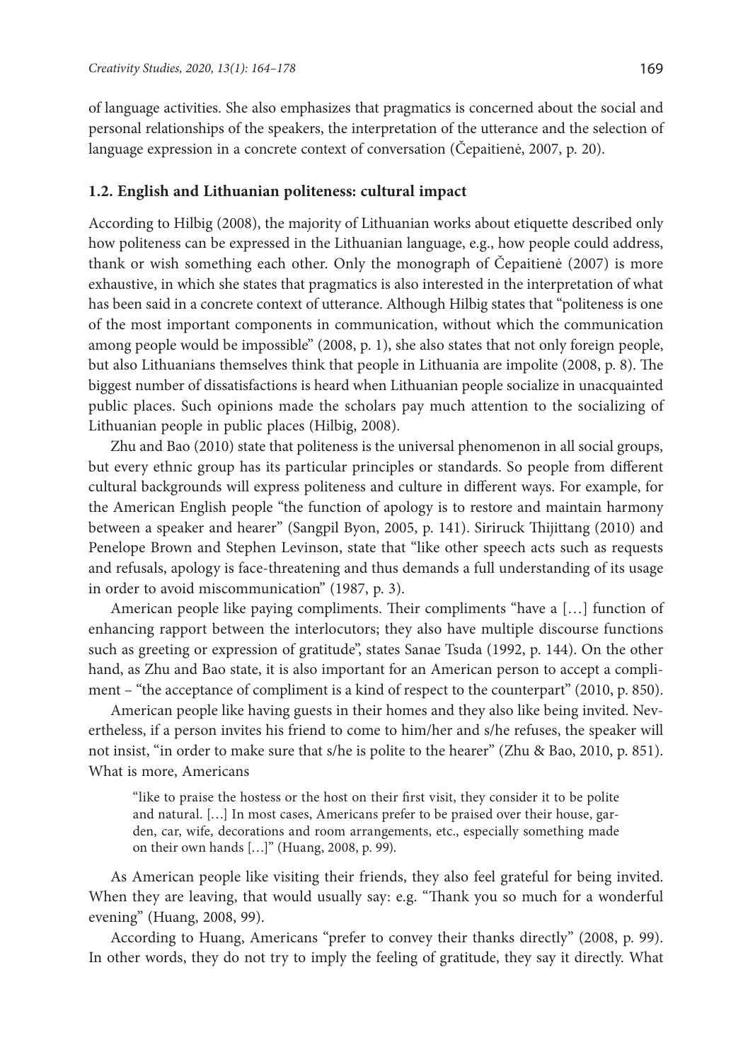of language activities. She also emphasizes that pragmatics is concerned about the social and personal relationships of the speakers, the interpretation of the utterance and the selection of language expression in a concrete context of conversation (Čepaitienė, 2007, p. 20).

### 1.2. English and Lithuanian politeness: cultural impact

According to Hilbig (2008), the majority of Lithuanian works about etiquette described only how politeness can be expressed in the Lithuanian language, e.g., how people could address, thank or wish something each other. Only the monograph of Čepaitienė (2007) is more exhaustive, in which she states that pragmatics is also interested in the interpretation of what has been said in a concrete context of utterance. Although Hilbig states that "politeness is one of the most important components in communication, without which the communication among people would be impossible" (2008, p. 1), she also states that not only foreign people, but also Lithuanians themselves think that people in Lithuania are impolite (2008, p. 8). The biggest number of dissatisfactions is heard when Lithuanian people socialize in unacquainted public places. Such opinions made the scholars pay much attention to the socializing of Lithuanian people in public places (Hilbig, 2008).

Zhu and Bao (2010) state that politeness is the universal phenomenon in all social groups, but every ethnic group has its particular principles or standards. So people from different cultural backgrounds will express politeness and culture in different ways. For example, for the American English people "the function of apology is to restore and maintain harmony between a speaker and hearer" (Sangpil Byon, 2005, p. 141). Siriruck Thijittang (2010) and Penelope Brown and Stephen Levinson, state that "like other speech acts such as requests and refusals, apology is face-threatening and thus demands a full understanding of its usage in order to avoid miscommunication" (1987, p. 3).

American people like paying compliments. Their compliments "have a […] function of enhancing rapport between the interlocutors; they also have multiple discourse functions such as greeting or expression of gratitude", states Sanae Tsuda (1992, p. 144). On the other hand, as Zhu and Bao state, it is also important for an American person to accept a compliment – "the acceptance of compliment is a kind of respect to the counterpart" (2010, p. 850).

American people like having guests in their homes and they also like being invited. Nevertheless, if a person invites his friend to come to him/her and s/he refuses, the speaker will not insist, "in order to make sure that s/he is polite to the hearer" (Zhu & Bao, 2010, p. 851). What is more, Americans

> "like to praise the hostess or the host on their first visit, they consider it to be polite and natural. […] In most cases, Americans prefer to be praised over their house, garden, car, wife, decorations and room arrangements, etc., especially something made on their own hands […]" (Huang, 2008, p. 99).

As American people like visiting their friends, they also feel grateful for being invited. When they are leaving, that would usually say: e.g. "Thank you so much for a wonderful evening" (Huang, 2008, 99).

According to Huang, Americans "prefer to convey their thanks directly" (2008, p. 99). In other words, they do not try to imply the feeling of gratitude, they say it directly. What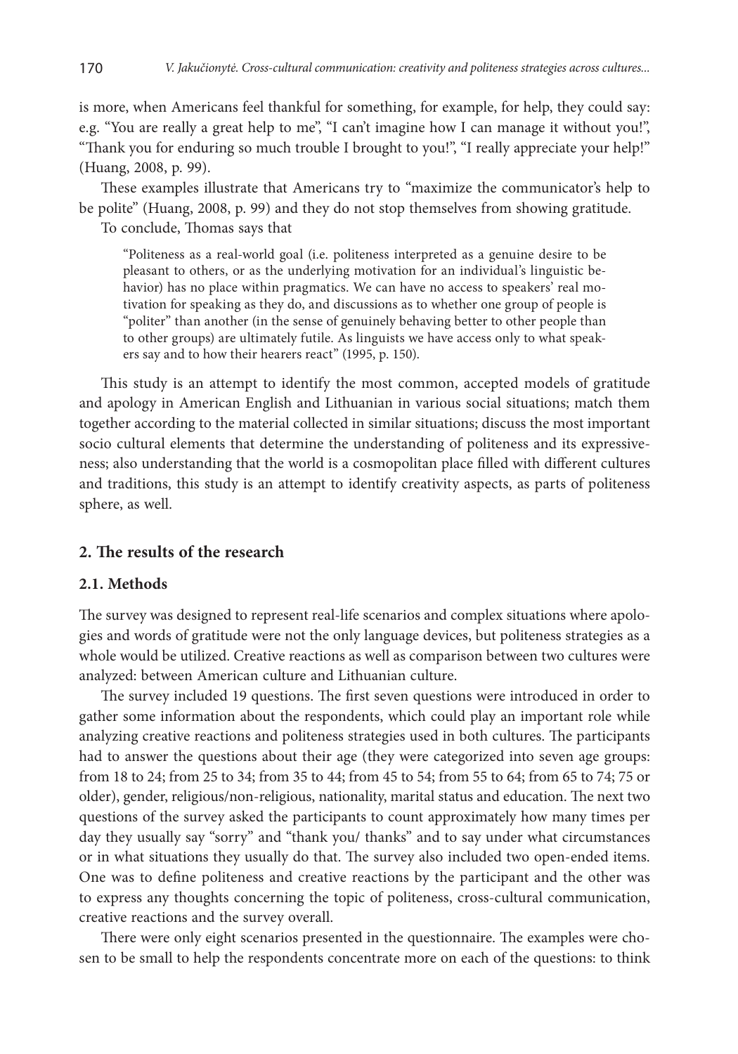is more, when Americans feel thankful for something, for example, for help, they could say: e.g. "You are really a great help to me", "I can't imagine how I can manage it without you!", "Thank you for enduring so much trouble I brought to you!", "I really appreciate your help!" (Huang, 2008, p. 99).

These examples illustrate that Americans try to "maximize the communicator's help to be polite" (Huang, 2008, p. 99) and they do not stop themselves from showing gratitude.

To conclude, Thomas says that

> "Politeness as a real-world goal (i.e. politeness interpreted as a genuine desire to be pleasant to others, or as the underlying motivation for an individual's linguistic behavior) has no place within pragmatics. We can have no access to speakers' real motivation for speaking as they do, and discussions as to whether one group of people is "politer" than another (in the sense of genuinely behaving better to other people than to other groups) are ultimately futile. As linguists we have access only to what speakers say and to how their hearers react" (1995, p. 150).

This study is an attempt to identify the most common, accepted models of gratitude and apology in American English and Lithuanian in various social situations; match them together according to the material collected in similar situations; discuss the most important socio cultural elements that determine the understanding of politeness and its expressiveness; also understanding that the world is a cosmopolitan place filled with different cultures and traditions, this study is an attempt to identify creativity aspects, as parts of politeness sphere, as well.

## 2. The results of the research

### 2.1. Methods

The survey was designed to represent real-life scenarios and complex situations where apologies and words of gratitude were not the only language devices, but politeness strategies as a whole would be utilized. Creative reactions as well as comparison between two cultures were analyzed: between American culture and Lithuanian culture.

The survey included 19 questions. The first seven questions were introduced in order to gather some information about the respondents, which could play an important role while analyzing creative reactions and politeness strategies used in both cultures. The participants had to answer the questions about their age (they were categorized into seven age groups: from 18 to 24; from 25 to 34; from 35 to 44; from 45 to 54; from 55 to 64; from 65 to 74; 75 or older), gender, religious/non-religious, nationality, marital status and education. The next two questions of the survey asked the participants to count approximately how many times per day they usually say "sorry" and "thank you/ thanks" and to say under what circumstances or in what situations they usually do that. The survey also included two open-ended items. One was to define politeness and creative reactions by the participant and the other was to express any thoughts concerning the topic of politeness, cross-cultural communication, creative reactions and the survey overall.

There were only eight scenarios presented in the questionnaire. The examples were chosen to be small to help the respondents concentrate more on each of the questions: to think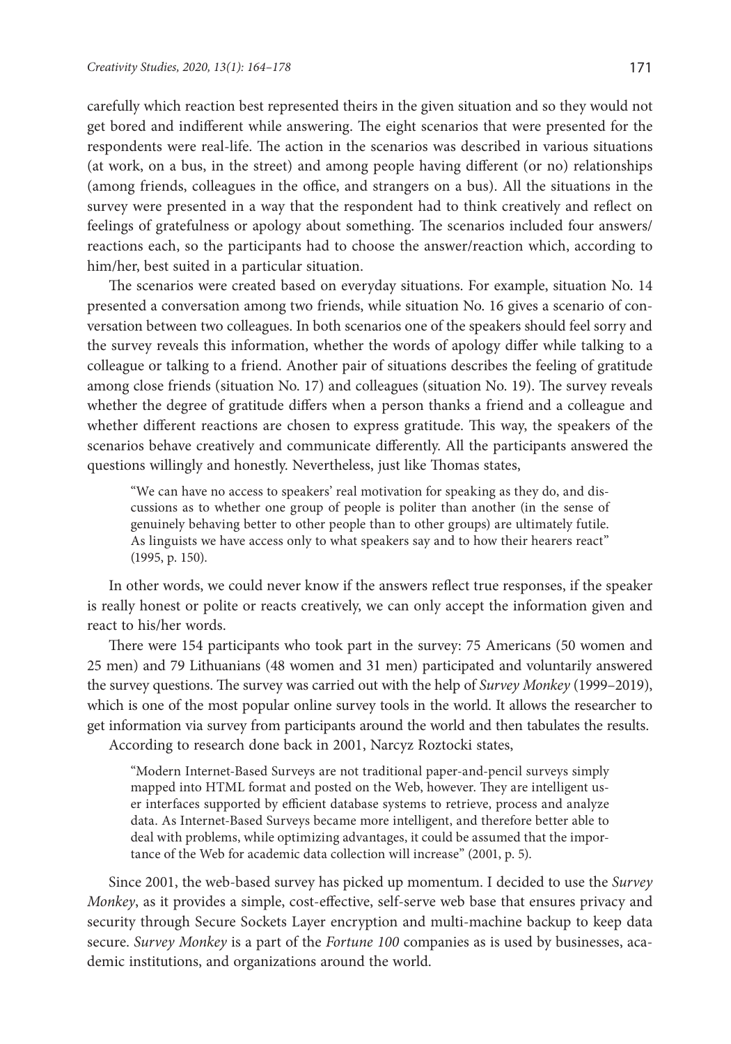carefully which reaction best represented theirs in the given situation and so they would not get bored and indifferent while answering. The eight scenarios that were presented for the respondents were real-life. The action in the scenarios was described in various situations (at work, on a bus, in the street) and among people having different (or no) relationships (among friends, colleagues in the office, and strangers on a bus). All the situations in the survey were presented in a way that the respondent had to think creatively and reflect on feelings of gratefulness or apology about something. The scenarios included four answers/reactions each, so the participants had to choose the answer/reaction which, according to him/her, best suited in a particular situation.

The scenarios were created based on everyday situations. For example, situation No. 14 presented a conversation among two friends, while situation No. 16 gives a scenario of conversation between two colleagues. In both scenarios one of the speakers should feel sorry and the survey reveals this information, whether the words of apology differ while talking to a colleague or talking to a friend. Another pair of situations describes the feeling of gratitude among close friends (situation No. 17) and colleagues (situation No. 19). The survey reveals whether the degree of gratitude differs when a person thanks a friend and a colleague and whether different reactions are chosen to express gratitude. This way, the speakers of the scenarios behave creatively and communicate differently. All the participants answered the questions willingly and honestly. Nevertheless, just like Thomas states,

> "We can have no access to speakers' real motivation for speaking as they do, and discussions as to whether one group of people is politer than another (in the sense of genuinely behaving better to other people than to other groups) are ultimately futile. As linguists we have access only to what speakers say and to how their hearers react" (1995, p. 150).

In other words, we could never know if the answers reflect true responses, if the speaker is really honest or polite or reacts creatively, we can only accept the information given and react to his/her words.

There were 154 participants who took part in the survey: 75 Americans (50 women and 25 men) and 79 Lithuanians (48 women and 31 men) participated and voluntarily answered the survey questions. The survey was carried out with the help of *Survey Monkey* (1999–2019), which is one of the most popular online survey tools in the world. It allows the researcher to get information via survey from participants around the world and then tabulates the results.

According to research done back in 2001, Narcyz Roztocki states,

> "Modern Internet-Based Surveys are not traditional paper-and-pencil surveys simply mapped into HTML format and posted on the Web, however. They are intelligent user interfaces supported by efficient database systems to retrieve, process and analyze data. As Internet-Based Surveys became more intelligent, and therefore better able to deal with problems, while optimizing advantages, it could be assumed that the importance of the Web for academic data collection will increase" (2001, p. 5).

Since 2001, the web-based survey has picked up momentum. I decided to use the *Survey Monkey*, as it provides a simple, cost-effective, self-serve web base that ensures privacy and security through Secure Sockets Layer encryption and multi-machine backup to keep data secure. *Survey Monkey* is a part of the *Fortune 100* companies as is used by businesses, academic institutions, and organizations around the world.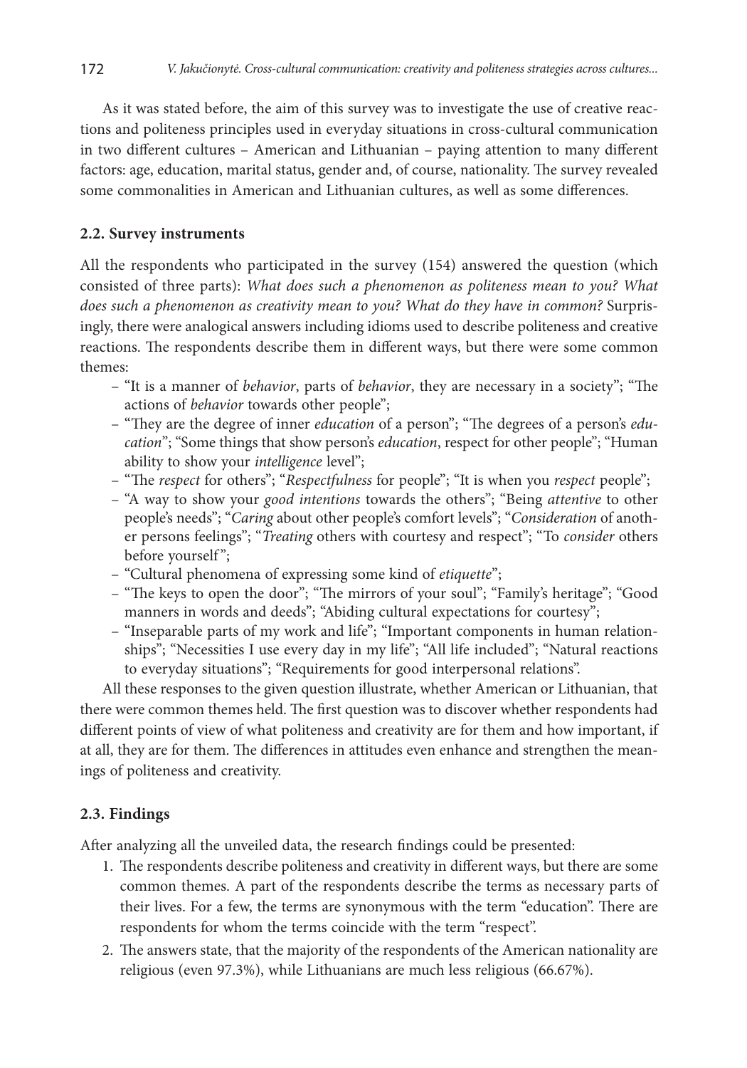As it was stated before, the aim of this survey was to investigate the use of creative reactions and politeness principles used in everyday situations in cross-cultural communication in two different cultures – American and Lithuanian – paying attention to many different factors: age, education, marital status, gender and, of course, nationality. The survey revealed some commonalities in American and Lithuanian cultures, as well as some differences.

### 2.2. Survey instruments

All the respondents who participated in the survey (154) answered the question (which consisted of three parts): *What does such a phenomenon as politeness mean to you? What does such a phenomenon as creativity mean to you? What do they have in common?* Surprisingly, there were analogical answers including idioms used to describe politeness and creative reactions. The respondents describe them in different ways, but there were some common themes:

- "It is a manner of *behavior*, parts of *behavior*, they are necessary in a society"; "The actions of *behavior* towards other people";
- "They are the degree of inner *education* of a person"; "The degrees of a person's *education*"; "Some things that show person's *education*, respect for other people"; "Human ability to show your *intelligence* level";
- "The *respect* for others"; "*Respectfulness* for people"; "It is when you *respect* people";
- "A way to show your *good intentions* towards the others"; "Being *attentive* to other people's needs"; "*Caring* about other people's comfort levels"; "*Consideration* of another persons feelings"; "*Treating* others with courtesy and respect"; "To *consider* others before yourself";
- "Cultural phenomena of expressing some kind of *etiquette*";
- "The keys to open the door"; "The mirrors of your soul"; "Family's heritage"; "Good manners in words and deeds"; "Abiding cultural expectations for courtesy";
- "Inseparable parts of my work and life"; "Important components in human relationships"; "Necessities I use every day in my life"; "All life included"; "Natural reactions to everyday situations"; "Requirements for good interpersonal relations".

All these responses to the given question illustrate, whether American or Lithuanian, that there were common themes held. The first question was to discover whether respondents had different points of view of what politeness and creativity are for them and how important, if at all, they are for them. The differences in attitudes even enhance and strengthen the meanings of politeness and creativity.

### 2.3. Findings

After analyzing all the unveiled data, the research findings could be presented:

1. The respondents describe politeness and creativity in different ways, but there are some common themes. A part of the respondents describe the terms as necessary parts of their lives. For a few, the terms are synonymous with the term "education". There are respondents for whom the terms coincide with the term "respect".
2. The answers state, that the majority of the respondents of the American nationality are religious (even 97.3%), while Lithuanians are much less religious (66.67%).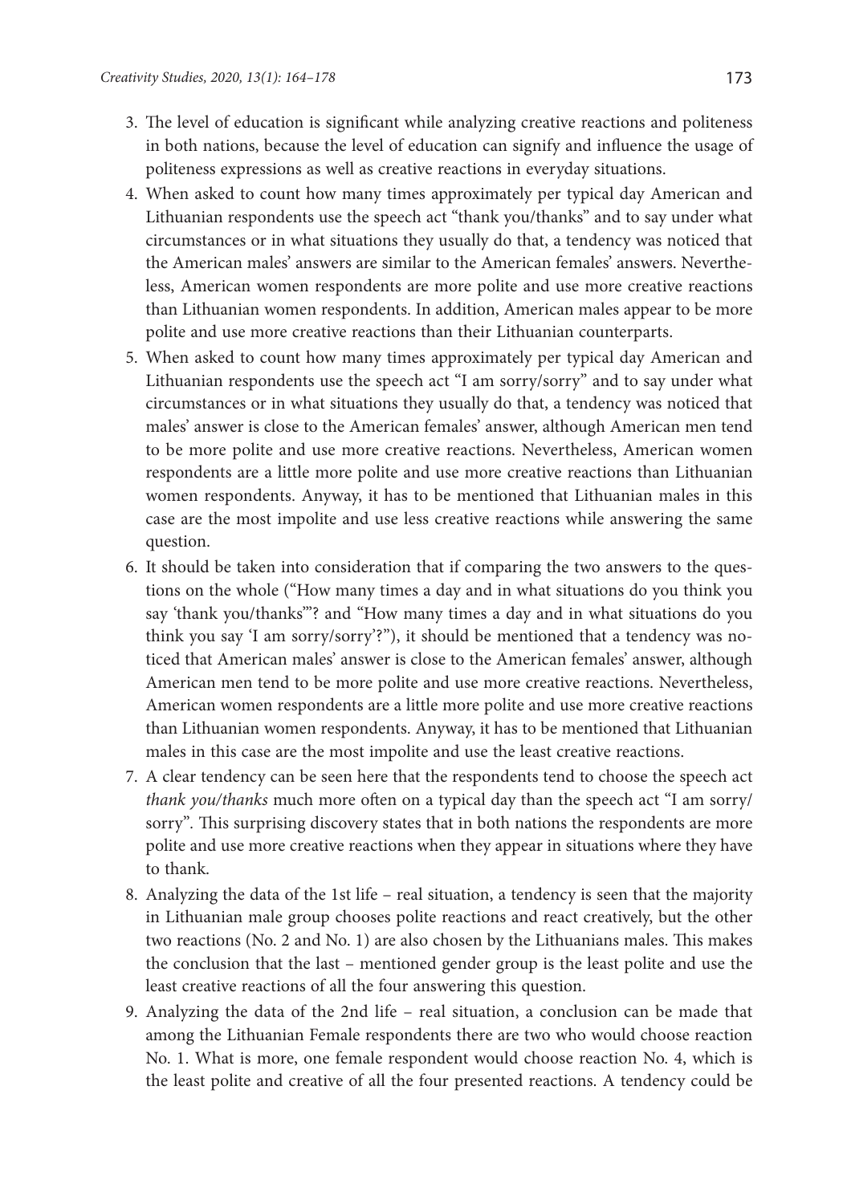3. The level of education is significant while analyzing creative reactions and politeness in both nations, because the level of education can signify and influence the usage of politeness expressions as well as creative reactions in everyday situations.
4. When asked to count how many times approximately per typical day American and Lithuanian respondents use the speech act "thank you/thanks" and to say under what circumstances or in what situations they usually do that, a tendency was noticed that the American males' answers are similar to the American females' answers. Nevertheless, American women respondents are more polite and use more creative reactions than Lithuanian women respondents. In addition, American males appear to be more polite and use more creative reactions than their Lithuanian counterparts.
5. When asked to count how many times approximately per typical day American and Lithuanian respondents use the speech act "I am sorry/sorry" and to say under what circumstances or in what situations they usually do that, a tendency was noticed that males' answer is close to the American females' answer, although American men tend to be more polite and use more creative reactions. Nevertheless, American women respondents are a little more polite and use more creative reactions than Lithuanian women respondents. Anyway, it has to be mentioned that Lithuanian males in this case are the most impolite and use less creative reactions while answering the same question.
6. It should be taken into consideration that if comparing the two answers to the questions on the whole ("How many times a day and in what situations do you think you say 'thank you/thanks'"? and "How many times a day and in what situations do you think you say 'I am sorry/sorry'?"), it should be mentioned that a tendency was noticed that American males' answer is close to the American females' answer, although American men tend to be more polite and use more creative reactions. Nevertheless, American women respondents are a little more polite and use more creative reactions than Lithuanian women respondents. Anyway, it has to be mentioned that Lithuanian males in this case are the most impolite and use the least creative reactions.
7. A clear tendency can be seen here that the respondents tend to choose the speech act *thank you/thanks* much more often on a typical day than the speech act "I am sorry/sorry". This surprising discovery states that in both nations the respondents are more polite and use more creative reactions when they appear in situations where they have to thank.
8. Analyzing the data of the 1st life – real situation, a tendency is seen that the majority in Lithuanian male group chooses polite reactions and react creatively, but the other two reactions (No. 2 and No. 1) are also chosen by the Lithuanians males. This makes the conclusion that the last – mentioned gender group is the least polite and use the least creative reactions of all the four answering this question.
9. Analyzing the data of the 2nd life – real situation, a conclusion can be made that among the Lithuanian Female respondents there are two who would choose reaction No. 1. What is more, one female respondent would choose reaction No. 4, which is the least polite and creative of all the four presented reactions. A tendency could be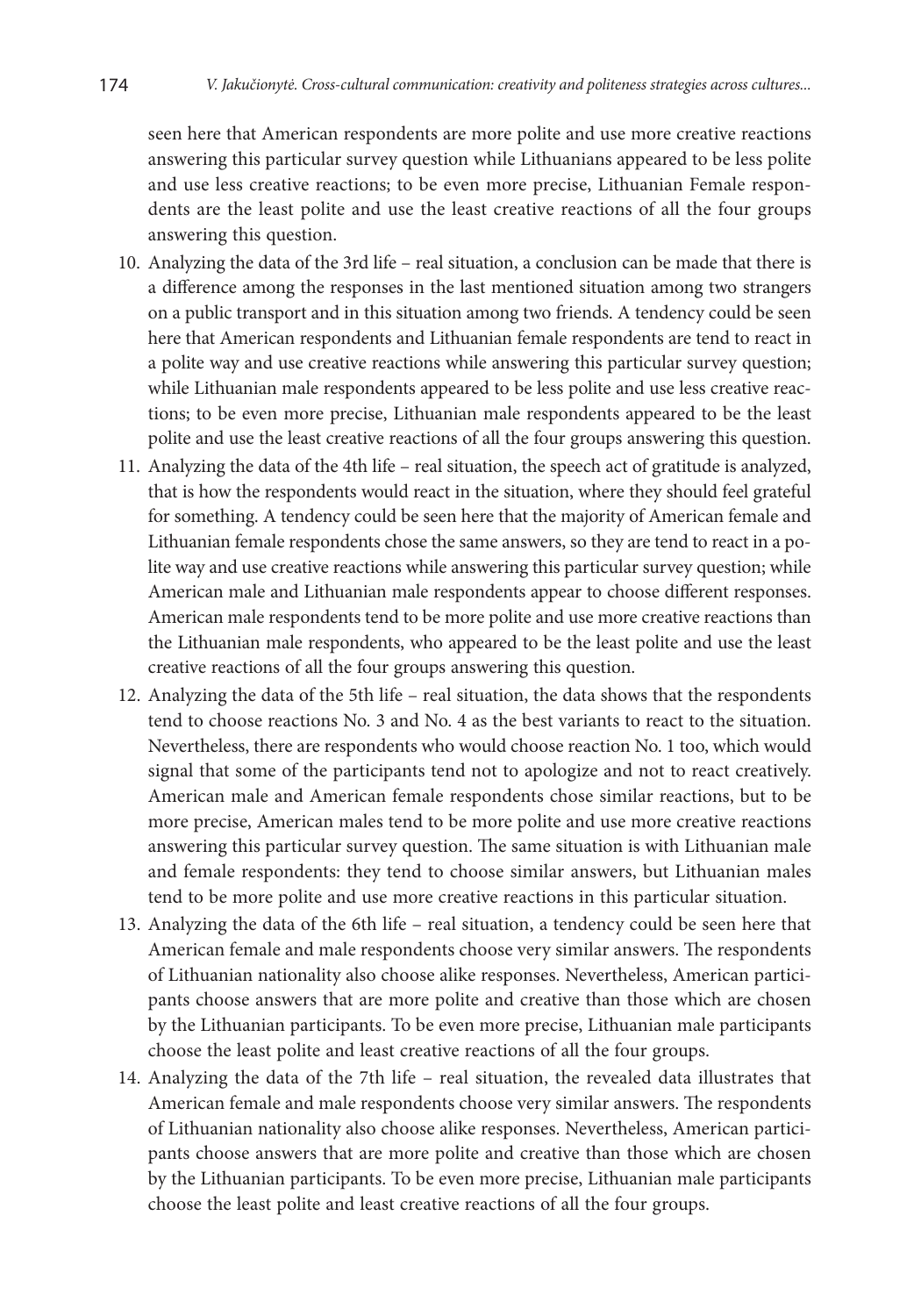seen here that American respondents are more polite and use more creative reactions answering this particular survey question while Lithuanians appeared to be less polite and use less creative reactions; to be even more precise, Lithuanian Female respondents are the least polite and use the least creative reactions of all the four groups answering this question.

10. Analyzing the data of the 3rd life – real situation, a conclusion can be made that there is a difference among the responses in the last mentioned situation among two strangers on a public transport and in this situation among two friends. A tendency could be seen here that American respondents and Lithuanian female respondents are tend to react in a polite way and use creative reactions while answering this particular survey question; while Lithuanian male respondents appeared to be less polite and use less creative reactions; to be even more precise, Lithuanian male respondents appeared to be the least polite and use the least creative reactions of all the four groups answering this question.
11. Analyzing the data of the 4th life – real situation, the speech act of gratitude is analyzed, that is how the respondents would react in the situation, where they should feel grateful for something. A tendency could be seen here that the majority of American female and Lithuanian female respondents chose the same answers, so they are tend to react in a polite way and use creative reactions while answering this particular survey question; while American male and Lithuanian male respondents appear to choose different responses. American male respondents tend to be more polite and use more creative reactions than the Lithuanian male respondents, who appeared to be the least polite and use the least creative reactions of all the four groups answering this question.
12. Analyzing the data of the 5th life – real situation, the data shows that the respondents tend to choose reactions No. 3 and No. 4 as the best variants to react to the situation. Nevertheless, there are respondents who would choose reaction No. 1 too, which would signal that some of the participants tend not to apologize and not to react creatively. American male and American female respondents chose similar reactions, but to be more precise, American males tend to be more polite and use more creative reactions answering this particular survey question. The same situation is with Lithuanian male and female respondents: they tend to choose similar answers, but Lithuanian males tend to be more polite and use more creative reactions in this particular situation.
13. Analyzing the data of the 6th life – real situation, a tendency could be seen here that American female and male respondents choose very similar answers. The respondents of Lithuanian nationality also choose alike responses. Nevertheless, American participants choose answers that are more polite and creative than those which are chosen by the Lithuanian participants. To be even more precise, Lithuanian male participants choose the least polite and least creative reactions of all the four groups.
14. Analyzing the data of the 7th life – real situation, the revealed data illustrates that American female and male respondents choose very similar answers. The respondents of Lithuanian nationality also choose alike responses. Nevertheless, American participants choose answers that are more polite and creative than those which are chosen by the Lithuanian participants. To be even more precise, Lithuanian male participants choose the least polite and least creative reactions of all the four groups.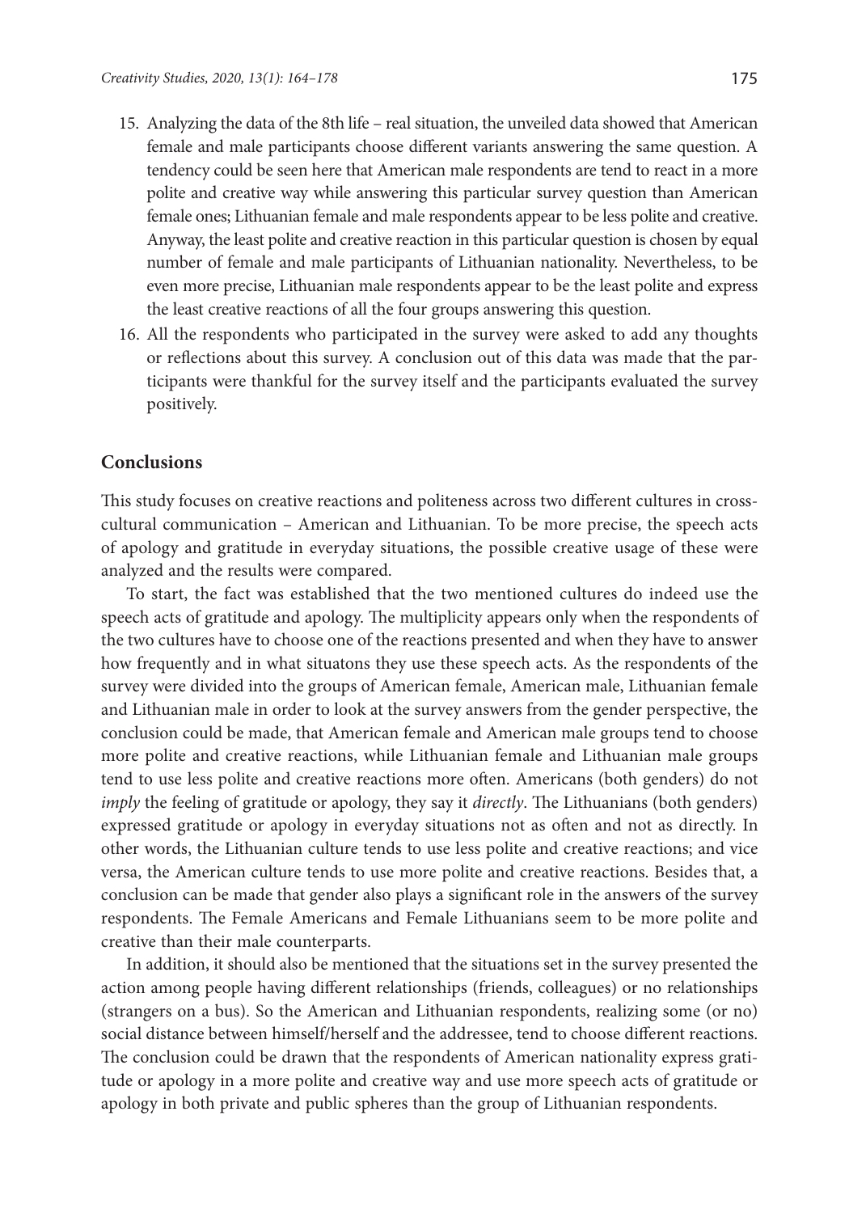15. Analyzing the data of the 8th life – real situation, the unveiled data showed that American female and male participants choose different variants answering the same question. A tendency could be seen here that American male respondents are tend to react in a more polite and creative way while answering this particular survey question than American female ones; Lithuanian female and male respondents appear to be less polite and creative. Anyway, the least polite and creative reaction in this particular question is chosen by equal number of female and male participants of Lithuanian nationality. Nevertheless, to be even more precise, Lithuanian male respondents appear to be the least polite and express the least creative reactions of all the four groups answering this question.
16. All the respondents who participated in the survey were asked to add any thoughts or reflections about this survey. A conclusion out of this data was made that the participants were thankful for the survey itself and the participants evaluated the survey positively.

## Conclusions

This study focuses on creative reactions and politeness across two different cultures in cross-cultural communication – American and Lithuanian. To be more precise, the speech acts of apology and gratitude in everyday situations, the possible creative usage of these were analyzed and the results were compared.

To start, the fact was established that the two mentioned cultures do indeed use the speech acts of gratitude and apology. The multiplicity appears only when the respondents of the two cultures have to choose one of the reactions presented and when they have to answer how frequently and in what situatons they use these speech acts. As the respondents of the survey were divided into the groups of American female, American male, Lithuanian female and Lithuanian male in order to look at the survey answers from the gender perspective, the conclusion could be made, that American female and American male groups tend to choose more polite and creative reactions, while Lithuanian female and Lithuanian male groups tend to use less polite and creative reactions more often. Americans (both genders) do not *imply* the feeling of gratitude or apology, they say it *directly*. The Lithuanians (both genders) expressed gratitude or apology in everyday situations not as often and not as directly. In other words, the Lithuanian culture tends to use less polite and creative reactions; and vice versa, the American culture tends to use more polite and creative reactions. Besides that, a conclusion can be made that gender also plays a significant role in the answers of the survey respondents. The Female Americans and Female Lithuanians seem to be more polite and creative than their male counterparts.

In addition, it should also be mentioned that the situations set in the survey presented the action among people having different relationships (friends, colleagues) or no relationships (strangers on a bus). So the American and Lithuanian respondents, realizing some (or no) social distance between himself/herself and the addressee, tend to choose different reactions. The conclusion could be drawn that the respondents of American nationality express gratitude or apology in a more polite and creative way and use more speech acts of gratitude or apology in both private and public spheres than the group of Lithuanian respondents.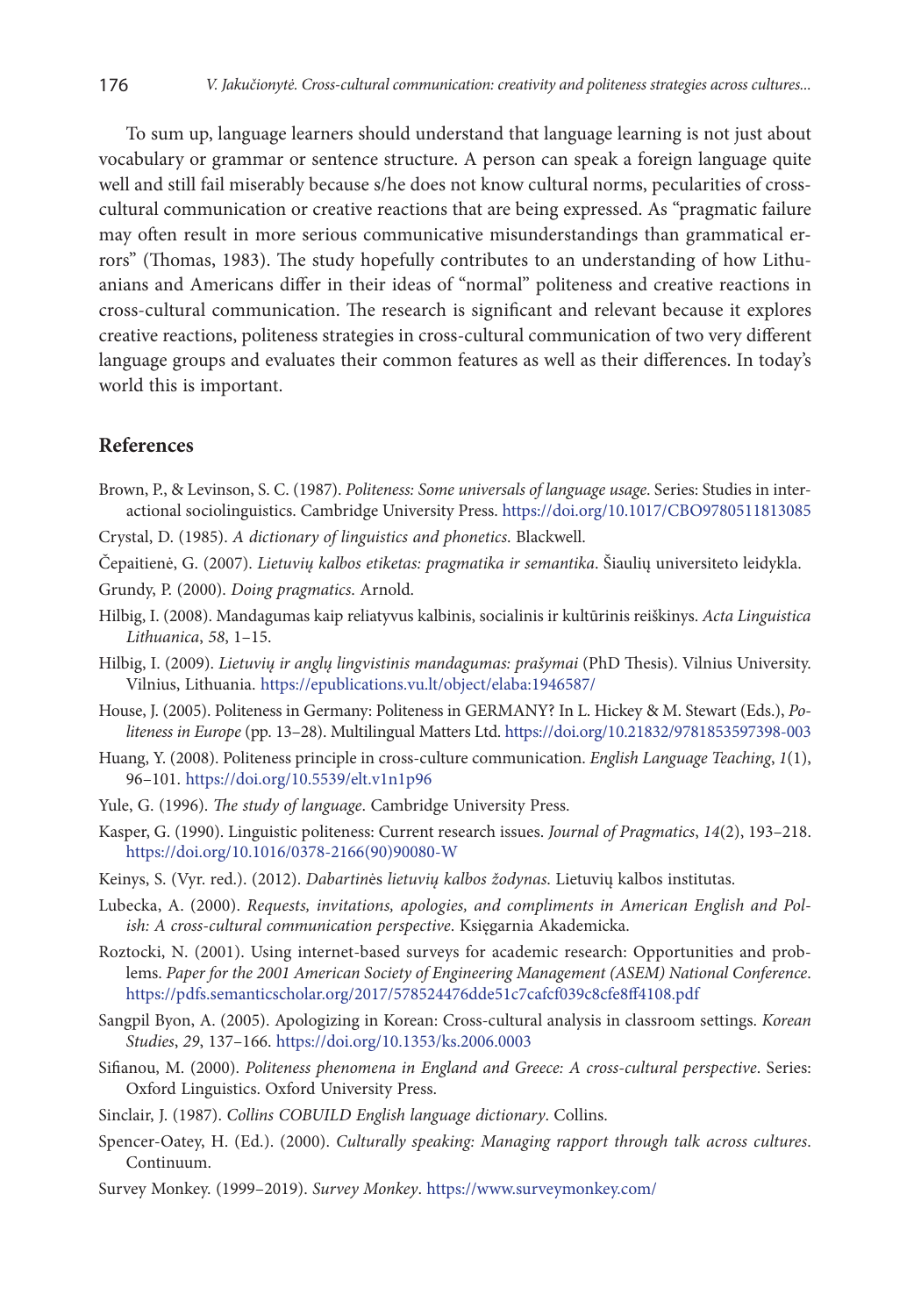To sum up, language learners should understand that language learning is not just about vocabulary or grammar or sentence structure. A person can speak a foreign language quite well and still fail miserably because s/he does not know cultural norms, peculiarities of cross-cultural communication or creative reactions that are being expressed. As "pragmatic failure may often result in more serious communicative misunderstandings than grammatical errors" (Thomas, 1983). The study hopefully contributes to an understanding of how Lithuanians and Americans differ in their ideas of "normal" politeness and creative reactions in cross-cultural communication. The research is significant and relevant because it explores creative reactions, politeness strategies in cross-cultural communication of two very different language groups and evaluates their common features as well as their differences. In today's world this is important.

## References

Brown, P., & Levinson, S. C. (1987). *Politeness: Some universals of language usage*. Series: Studies in interactional sociolinguistics. Cambridge University Press. https://doi.org/10.1017/CBO9780511813085

Crystal, D. (1985). *A dictionary of linguistics and phonetics*. Blackwell.

Čepaitienė, G. (2007). *Lietuvių kalbos etiketas: pragmatika ir semantika*. Šiaulių universiteto leidykla.

Grundy, P. (2000). *Doing pragmatics*. Arnold.

Hilbig, I. (2008). Mandagumas kaip reliatyvus kalbinis, socialinis ir kultūrinis reiškinys. *Acta Linguistica Lithuanica*, *58*, 1–15.

Hilbig, I. (2009). *Lietuvių ir anglų lingvistinis mandagumas: prašymai* (PhD Thesis). Vilnius University. Vilnius, Lithuania. https://epublications.vu.lt/object/elaba:1946587/

House, J. (2005). Politeness in Germany: Politeness in GERMANY? In L. Hickey & M. Stewart (Eds.), *Politeness in Europe* (pp. 13–28). Multilingual Matters Ltd. https://doi.org/10.21832/9781853597398-003

Huang, Y. (2008). Politeness principle in cross-culture communication. *English Language Teaching*, *1*(1), 96–101. https://doi.org/10.5539/elt.v1n1p96

Yule, G. (1996). *The study of language*. Cambridge University Press.

Kasper, G. (1990). Linguistic politeness: Current research issues. *Journal of Pragmatics*, *14*(2), 193–218. https://doi.org/10.1016/0378-2166(90)90080-W

Keinys, S. (Vyr. red.). (2012). *Dabartinės lietuvių kalbos žodynas*. Lietuvių kalbos institutas.

Lubecka, A. (2000). *Requests, invitations, apologies, and compliments in American English and Polish: A cross-cultural communication perspective*. Księgarnia Akademicka.

Roztocki, N. (2001). Using internet-based surveys for academic research: Opportunities and problems. *Paper for the 2001 American Society of Engineering Management (ASEM) National Conference*. https://pdfs.semanticscholar.org/2017/578524476dde51c7cafcf039c8cfe8ff4108.pdf

Sangpil Byon, A. (2005). Apologizing in Korean: Cross-cultural analysis in classroom settings. *Korean Studies*, *29*, 137–166. https://doi.org/10.1353/ks.2006.0003

Sifianou, M. (2000). *Politeness phenomena in England and Greece: A cross-cultural perspective*. Series: Oxford Linguistics. Oxford University Press.

Sinclair, J. (1987). *Collins COBUILD English language dictionary*. Collins.

Spencer-Oatey, H. (Ed.). (2000). *Culturally speaking: Managing rapport through talk across cultures*. Continuum.

Survey Monkey. (1999–2019). *Survey Monkey*. https://www.surveymonkey.com/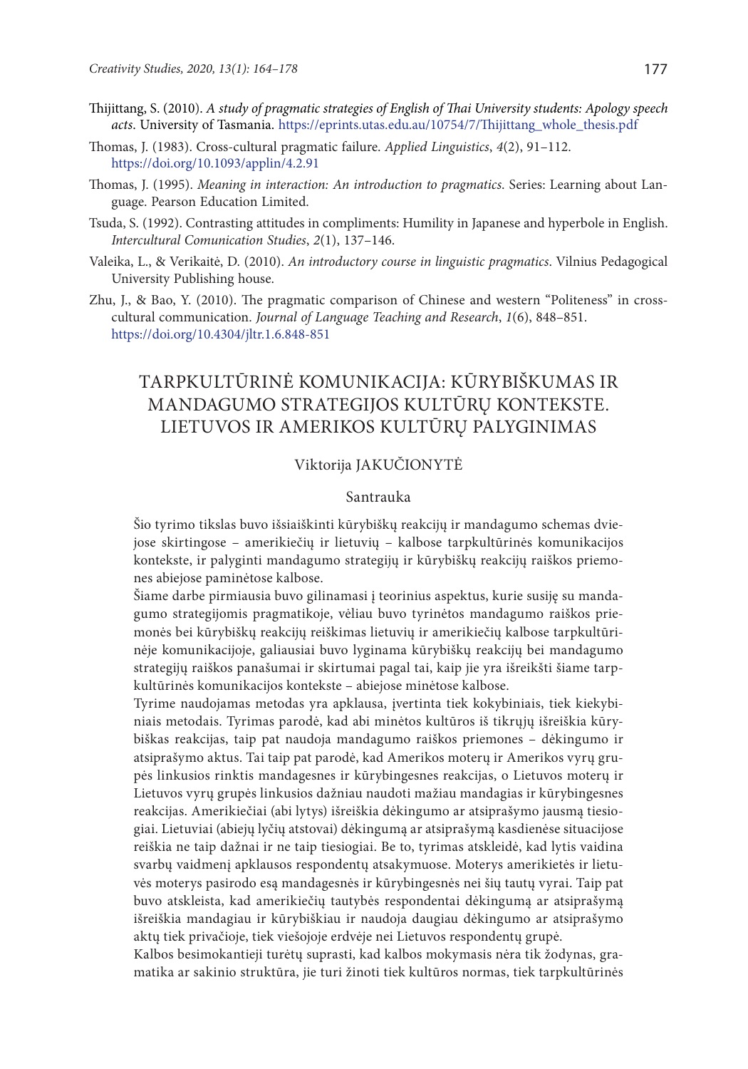Thijittang, S. (2010). *A study of pragmatic strategies of English of Thai University students: Apology speech acts*. University of Tasmania. https://eprints.utas.edu.au/10754/7/Thijittang_whole_thesis.pdf

Thomas, J. (1983). Cross-cultural pragmatic failure. *Applied Linguistics*, *4*(2), 91–112. https://doi.org/10.1093/applin/4.2.91

Thomas, J. (1995). *Meaning in interaction: An introduction to pragmatics*. Series: Learning about Language. Pearson Education Limited.

Tsuda, S. (1992). Contrasting attitudes in compliments: Humility in Japanese and hyperbole in English. *Intercultural Comunication Studies*, *2*(1), 137–146.

Valeika, L., & Verikaitė, D. (2010). *An introductory course in linguistic pragmatics*. Vilnius Pedagogical University Publishing house.

Zhu, J., & Bao, Y. (2010). The pragmatic comparison of Chinese and western "Politeness" in cross-cultural communication. *Journal of Language Teaching and Research*, *1*(6), 848–851. https://doi.org/10.4304/jltr.1.6.848-851

# TARPKULTŪRINĖ KOMUNIKACIJA: KŪRYBIŠKUMAS IR MANDAGUMO STRATEGIJOS KULTŪRŲ KONTEKSTE. LIETUVOS IR AMERIKOS KULTŪRŲ PALYGINIMAS

Viktorija JAKUČIONYTĖ

## Santrauka

Šio tyrimo tikslas buvo išsiaiškinti kūrybiškų reakcijų ir mandagumo schemas dviejose skirtingose – amerikiečių ir lietuvių – kalbose tarpkultūrinės komunikacijos kontekste, ir palyginti mandagumo strategijų ir kūrybiškų reakcijų raiškos priemones abiejose paminėtose kalbose.

Šiame darbe pirmiausia buvo gilinamasi į teorinius aspektus, kurie susiję su mandagumo strategijomis pragmatikoje, vėliau buvo tyrinėtos mandagumo raiškos priemonės bei kūrybiškų reakcijų reiškimas lietuvių ir amerikiečių kalbose tarpkultūrinėje komunikacijoje, galiausiai buvo lyginama kūrybiškų reakcijų bei mandagumo strategijų raiškos panašumai ir skirtumai pagal tai, kaip jie yra išreikšti šiame tarpkultūrinės komunikacijos kontekste – abiejose minėtose kalbose.

Tyrime naudojamas metodas yra apklausa, įvertinta tiek kokybiniais, tiek kiekybiniais metodais. Tyrimas parodė, kad abi minėtos kultūros iš tikrųjų išreiškia kūrybiškas reakcijas, taip pat naudoja mandagumo raiškos priemones – dėkingumo ir atsiprašymo aktus. Tai taip pat parodė, kad Amerikos moterų ir Amerikos vyrų grupės linkusios rinktis mandagesnes ir kūrybingesnes reakcijas, o Lietuvos moterų ir Lietuvos vyrų grupės linkusios dažniau naudoti mažiau mandagias ir kūrybingesnes reakcijas. Amerikiečiai (abi lytys) išreiškia dėkingumo ar atsiprašymo jausmą tiesiogiai. Lietuviai (abiejų lyčių atstovai) dėkingumą ar atsiprašymą kasdienėse situacijose reiškia ne taip dažnai ir ne taip tiesiogiai. Be to, tyrimas atskleidė, kad lytis vaidina svarbų vaidmenį apklausos respondentų atsakymuose. Moterys amerikietės ir lietuvės moterys pasirodo esą mandagesnės ir kūrybingesnės nei šių tautų vyrai. Taip pat buvo atskleista, kad amerikiečių tautybės respondentai dėkingumą ar atsiprašymą išreiškia mandagiau ir kūrybiškiau ir naudoja daugiau dėkingumo ar atsiprašymo aktų tiek privačioje, tiek viešojoje erdvėje nei Lietuvos respondentų grupė.

Kalbos besimokantieji turėtų suprasti, kad kalbos mokymasis nėra tik žodynas, gramatika ar sakinio struktūra, jie turi žinoti tiek kultūros normas, tiek tarpkultūrinės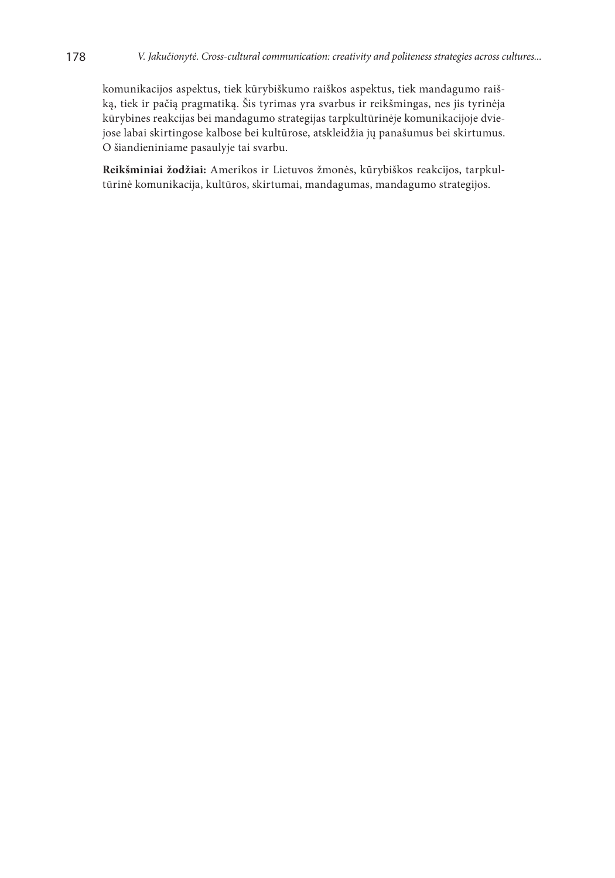komunikacijos aspektus, tiek kūrybiškumo raiškos aspektus, tiek mandagumo raišką, tiek ir pačią pragmatiką. Šis tyrimas yra svarbus ir reikšmingas, nes jis tyrinėja kūrybines reakcijas bei mandagumo strategijas tarpkultūrinėje komunikacijoje dviejose labai skirtingose kalbose bei kultūrose, atskleidžia jų panašumus bei skirtumus. O šiandieniniame pasaulyje tai svarbu.

**Reikšminiai žodžiai:** Amerikos ir Lietuvos žmonės, kūrybiškos reakcijos, tarpkultūrinė komunikacija, kultūros, skirtumai, mandagumas, mandagumo strategijos.